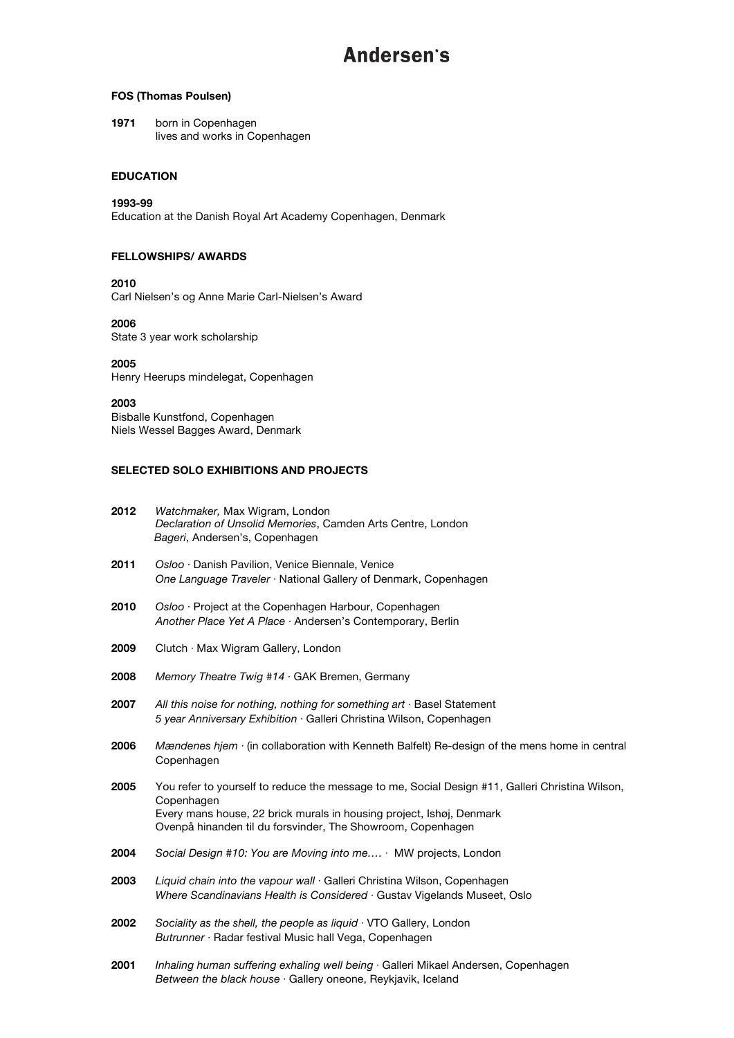# Andersen's

**FOS (Thomas Poulsen)**

**1971** born in Copenhagen
lives and works in Copenhagen

## EDUCATION

**1993-99**
Education at the Danish Royal Art Academy Copenhagen, Denmark

## FELLOWSHIPS/ AWARDS

**2010**
Carl Nielsen's og Anne Marie Carl-Nielsen's Award

**2006**
State 3 year work scholarship

**2005**
Henry Heerups mindelegat, Copenhagen

**2003**
Bisballe Kunstfond, Copenhagen
Niels Wessel Bagges Award, Denmark

## SELECTED SOLO EXHIBITIONS AND PROJECTS

**2012** *Watchmaker,* Max Wigram, London
*Declaration of Unsolid Memories*, Camden Arts Centre, London
*Bageri*, Andersen's, Copenhagen

**2011** *Osloo* · Danish Pavilion, Venice Biennale, Venice
*One Language Traveler* · National Gallery of Denmark, Copenhagen

**2010** *Osloo* · Project at the Copenhagen Harbour, Copenhagen
*Another Place Yet A Place* · Andersen's Contemporary, Berlin

**2009** Clutch · Max Wigram Gallery, London

**2008** *Memory Theatre Twig #14* · GAK Bremen, Germany

**2007** *All this noise for nothing, nothing for something art* · Basel Statement
*5 year Anniversary Exhibition* · Galleri Christina Wilson, Copenhagen

**2006** *Mændenes hjem* · (in collaboration with Kenneth Balfelt) Re-design of the mens home in central Copenhagen

**2005** You refer to yourself to reduce the message to me, Social Design #11, Galleri Christina Wilson, Copenhagen
Every mans house, 22 brick murals in housing project, Ishøj, Denmark
Ovenpå hinanden til du forsvinder, The Showroom, Copenhagen

**2004** *Social Design #10: You are Moving into me….* · MW projects, London

**2003** *Liquid chain into the vapour wall* · Galleri Christina Wilson, Copenhagen
*Where Scandinavians Health is Considered* · Gustav Vigelands Museet, Oslo

**2002** *Sociality as the shell, the people as liquid* · VTO Gallery, London
*Butrunner* · Radar festival Music hall Vega, Copenhagen

**2001** *Inhaling human suffering exhaling well being* · Galleri Mikael Andersen, Copenhagen
*Between the black house* · Gallery oneone, Reykjavik, Iceland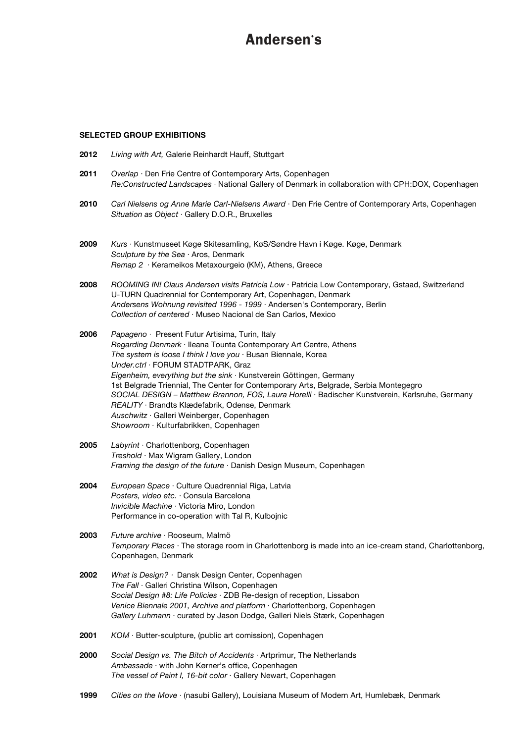### SELECTED GROUP EXHIBITIONS

**2012** *Living with Art,* Galerie Reinhardt Hauff, Stuttgart

**2011** *Overlap* · Den Frie Centre of Contemporary Arts, Copenhagen
*Re:Constructed Landscapes* · National Gallery of Denmark in collaboration with CPH:DOX, Copenhagen

**2010** *Carl Nielsens og Anne Marie Carl-Nielsens Award* · Den Frie Centre of Contemporary Arts, Copenhagen
*Situation as Object* · Gallery D.O.R., Bruxelles

**2009** *Kurs* · Kunstmuseet Køge Skitesamling, KøS/Søndre Havn i Køge. Køge, Denmark
*Sculpture by the Sea* · Aros, Denmark
*Remap 2* · Kerameikos Metaxourgeio (KM), Athens, Greece

**2008** *ROOMING IN! Claus Andersen visits Patricia Low* · Patricia Low Contemporary, Gstaad, Switzerland
U-TURN Quadrennial for Contemporary Art, Copenhagen, Denmark
*Andersens Wohnung revisited 1996 - 1999* · Andersen's Contemporary, Berlin
*Collection of centered* · Museo Nacional de San Carlos, Mexico

**2006** *Papageno* · Present Futur Artisima, Turin, Italy
*Regarding Denmark* · Ileana Tounta Contemporary Art Centre, Athens
*The system is loose I think I love you* · Busan Biennale, Korea
*Under.ctrl* · FORUM STADTPARK, Graz
*Eigenheim, everything but the sink* · Kunstverein Göttingen, Germany
1st Belgrade Triennial, The Center for Contemporary Arts, Belgrade, Serbia Montegegro
*SOCIAL DESIGN – Matthew Brannon, FOS, Laura Horelli* · Badischer Kunstverein, Karlsruhe, Germany
*REALITY* · Brandts Klædefabrik, Odense, Denmark
*Auschwitz* · Galleri Weinberger, Copenhagen
*Showroom* · Kulturfabrikken, Copenhagen

**2005** *Labyrint* · Charlottenborg, Copenhagen
*Treshold* · Max Wigram Gallery, London
*Framing the design of the future* · Danish Design Museum, Copenhagen

**2004** *European Space* · Culture Quadrennial Riga, Latvia
*Posters, video etc.* · Consula Barcelona
*Invicible Machine* · Victoria Miro, London
Performance in co-operation with Tal R, Kulbojnic

**2003** *Future archive* · Rooseum, Malmö
*Temporary Places* · The storage room in Charlottenborg is made into an ice-cream stand, Charlottenborg, Copenhagen, Denmark

**2002** *What is Design?* · Dansk Design Center, Copenhagen
*The Fall* · Galleri Christina Wilson, Copenhagen
*Social Design #8: Life Policies* · ZDB Re-design of reception, Lissabon
*Venice Biennale 2001, Archive and platform* · Charlottenborg, Copenhagen
*Gallery Luhmann* · curated by Jason Dodge, Galleri Niels Stærk, Copenhagen

**2001** *KOM* · Butter-sculpture, (public art comission), Copenhagen

**2000** *Social Design vs. The Bitch of Accidents* · Artprimur, The Netherlands
*Ambassade* · with John Kørner's office, Copenhagen
*The vessel of Paint I, 16-bit color* · Gallery Newart, Copenhagen

**1999** *Cities on the Move* · (nasubi Gallery), Louisiana Museum of Modern Art, Humlebæk, Denmark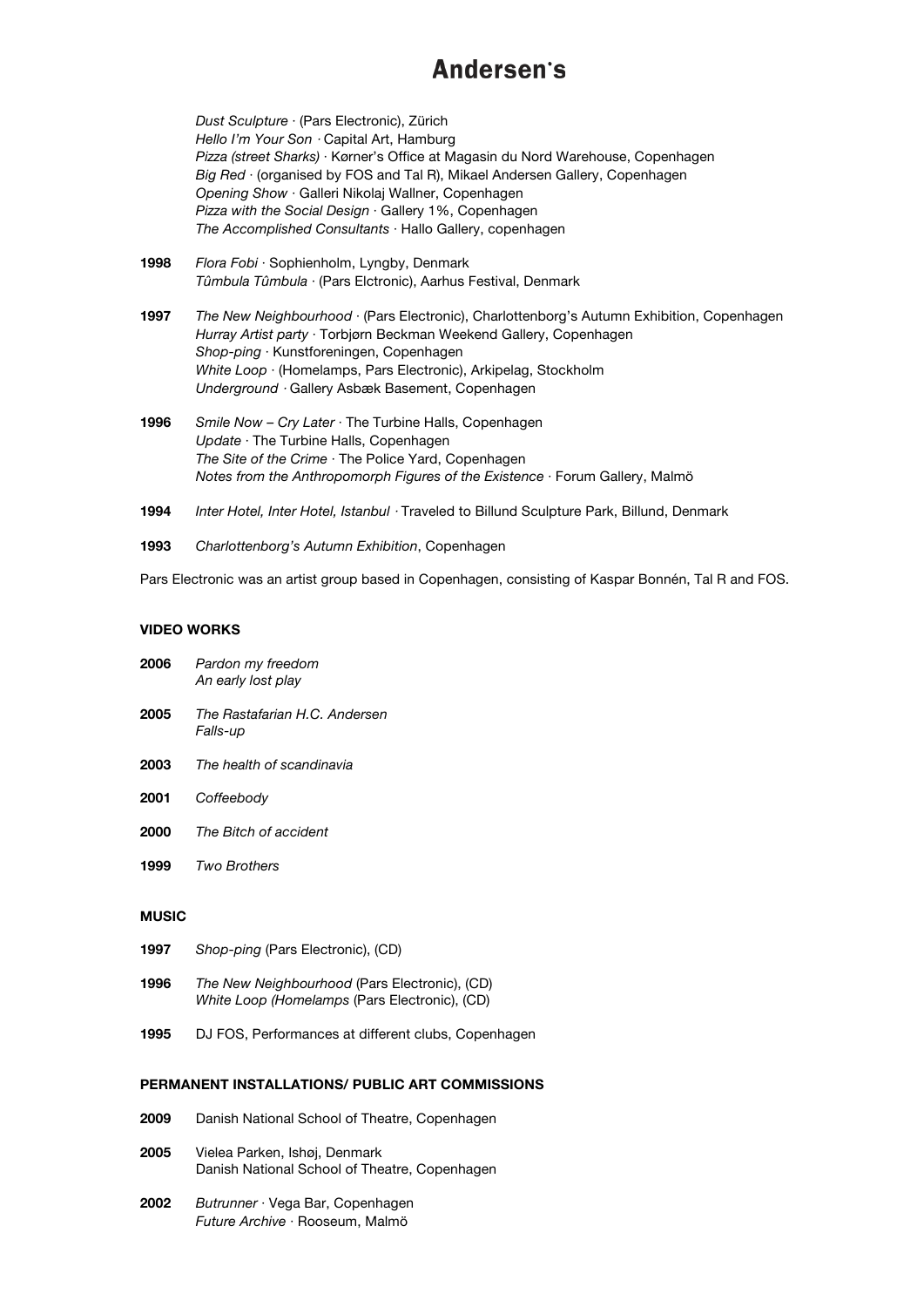*Dust Sculpture* · (Pars Electronic), Zürich
*Hello I'm Your Son* · Capital Art, Hamburg
*Pizza (street Sharks)* · Kørner's Office at Magasin du Nord Warehouse, Copenhagen
*Big Red* · (organised by FOS and Tal R), Mikael Andersen Gallery, Copenhagen
*Opening Show* · Galleri Nikolaj Wallner, Copenhagen
*Pizza with the Social Design* · Gallery 1%, Copenhagen
*The Accomplished Consultants* · Hallo Gallery, copenhagen

**1998** *Flora Fobi* · Sophienholm, Lyngby, Denmark
*Tûmbula Tûmbula* · (Pars Elctronic), Aarhus Festival, Denmark

**1997** *The New Neighbourhood* · (Pars Electronic), Charlottenborg's Autumn Exhibition, Copenhagen
*Hurray Artist party* · Torbjørn Beckman Weekend Gallery, Copenhagen
*Shop-ping* · Kunstforeningen, Copenhagen
*White Loop* · (Homelamps, Pars Electronic), Arkipelag, Stockholm
*Underground* · Gallery Asbæk Basement, Copenhagen

**1996** *Smile Now – Cry Later* · The Turbine Halls, Copenhagen
*Update* · The Turbine Halls, Copenhagen
*The Site of the Crime* · The Police Yard, Copenhagen
*Notes from the Anthropomorph Figures of the Existence* · Forum Gallery, Malmö

**1994** *Inter Hotel, Inter Hotel, Istanbul* · Traveled to Billund Sculpture Park, Billund, Denmark

**1993** *Charlottenborg's Autumn Exhibition*, Copenhagen

Pars Electronic was an artist group based in Copenhagen, consisting of Kaspar Bonnén, Tal R and FOS.

## VIDEO WORKS

**2006** *Pardon my freedom*
*An early lost play*

**2005** *The Rastafarian H.C. Andersen*
*Falls-up*

**2003** *The health of scandinavia*

**2001** *Coffeebody*

**2000** *The Bitch of accident*

**1999** *Two Brothers*

## MUSIC

**1997** *Shop-ping* (Pars Electronic), (CD)

**1996** *The New Neighbourhood* (Pars Electronic), (CD)
*White Loop (Homelamps* (Pars Electronic), (CD)

**1995** DJ FOS, Performances at different clubs, Copenhagen

## PERMANENT INSTALLATIONS/ PUBLIC ART COMMISSIONS

**2009** Danish National School of Theatre, Copenhagen

**2005** Vielea Parken, Ishøj, Denmark
Danish National School of Theatre, Copenhagen

**2002** *Butrunner* · Vega Bar, Copenhagen
*Future Archive* · Rooseum, Malmö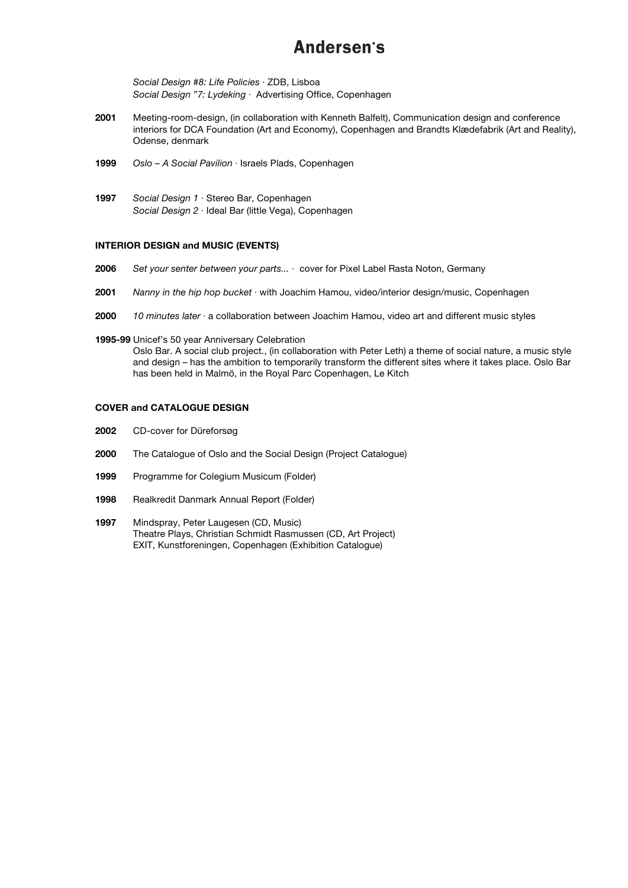*Social Design #8: Life Policies* · ZDB, Lisboa
*Social Design "7: Lydeking* · Advertising Office, Copenhagen

**2001** Meeting-room-design, (in collaboration with Kenneth Balfelt), Communication design and conference interiors for DCA Foundation (Art and Economy), Copenhagen and Brandts Klædefabrik (Art and Reality), Odense, denmark

**1999** *Oslo – A Social Pavilion* · Israels Plads, Copenhagen

**1997** *Social Design 1* · Stereo Bar, Copenhagen
*Social Design 2* · Ideal Bar (little Vega), Copenhagen

#### INTERIOR DESIGN and MUSIC (EVENTS)

**2006** *Set your senter between your parts...* · cover for Pixel Label Rasta Noton, Germany

**2001** *Nanny in the hip hop bucket* · with Joachim Hamou, video/interior design/music, Copenhagen

**2000** *10 minutes later* · a collaboration between Joachim Hamou, video art and different music styles

**1995-99** Unicef's 50 year Anniversary Celebration
Oslo Bar. A social club project., (in collaboration with Peter Leth) a theme of social nature, a music style and design – has the ambition to temporarily transform the different sites where it takes place. Oslo Bar has been held in Malmö, in the Royal Parc Copenhagen, Le Kitch

#### COVER and CATALOGUE DESIGN

**2002** CD-cover for Düreforsøg

**2000** The Catalogue of Oslo and the Social Design (Project Catalogue)

**1999** Programme for Colegium Musicum (Folder)

**1998** Realkredit Danmark Annual Report (Folder)

**1997** Mindspray, Peter Laugesen (CD, Music)
Theatre Plays, Christian Schmidt Rasmussen (CD, Art Project)
EXIT, Kunstforeningen, Copenhagen (Exhibition Catalogue)